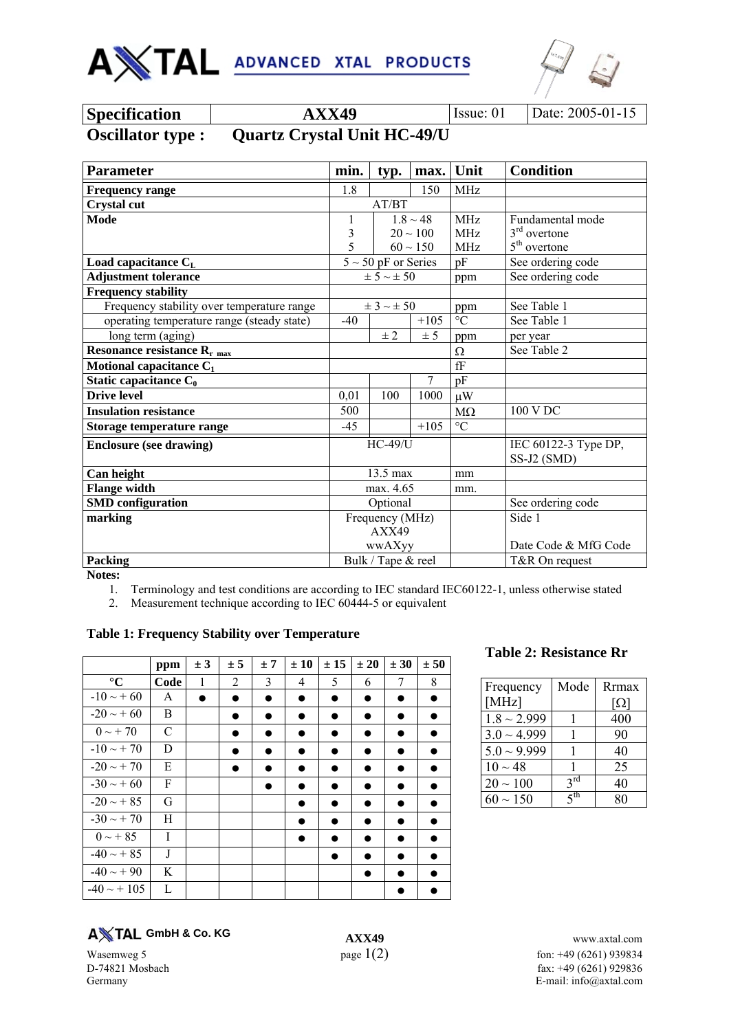# AXTAL ADVANCED XTAL PRODUCTS

| Specification | AXX49 | Issue: 01 | Date: 2005-01-15 |
|---|---|---|---|

## Oscillator type : Quartz Crystal Unit HC-49/U

| Parameter | min. | typ. | max. | Unit | Condition |
|---|---|---|---|---|---|
| **Frequency range** | 1.8 | | 150 | MHz | |
| **Crystal cut** | AT/BT | | | | |
| **Mode** | 1<br>3<br>5 | 1.8 ~ 48<br>20 ~ 100<br>60 ~ 150 | | MHz<br>MHz<br>MHz | Fundamental mode<br>3rd overtone<br>5th overtone |
| **Load capacitance $C_L$** | 5 ~ 50 pF or Series | | | pF | See ordering code |
| **Adjustment tolerance** | ± 5 ~ ± 50 | | | ppm | See ordering code |
| **Frequency stability** | | | | | |
| Frequency stability over temperature range | ± 3 ~ ± 50 | | | ppm | See Table 1 |
| operating temperature range (steady state) | -40 | | +105 | °C | See Table 1 |
| long term (aging) | | ± 2 | ± 5 | ppm | per year |
| **Resonance resistance $R_{r\ max}$** | | | | Ω | See Table 2 |
| **Motional capacitance $C_1$** | | | | fF | |
| **Static capacitance $C_0$** | | | 7 | pF | |
| **Drive level** | 0,01 | 100 | 1000 | μW | |
| **Insulation resistance** | 500 | | | MΩ | 100 V DC |
| **Storage temperature range** | -45 | | +105 | °C | |
| **Enclosure (see drawing)** | HC-49/U | | | | IEC 60122-3 Type DP, SS-J2 (SMD) |
| **Can height** | 13.5 max | | | mm | |
| **Flange width** | max. 4.65 | | | mm. | |
| **SMD configuration** | Optional | | | | See ordering code |
| **marking** | Frequency (MHz)<br>AXX49<br>wwAXyy | | | | Side 1<br><br>Date Code & MfG Code |
| **Packing** | Bulk / Tape & reel | | | | T&R On request |

**Notes:**

1. Terminology and test conditions are according to IEC standard IEC60122-1, unless otherwise stated
2. Measurement technique according to IEC 60444-5 or equivalent

**Table 1: Frequency Stability over Temperature**

| | ppm | ± 3 | ± 5 | ± 7 | ± 10 | ± 15 | ± 20 | ± 30 | ± 50 |
|---|---|---|---|---|---|---|---|---|---|
| **°C** | **Code** | 1 | 2 | 3 | 4 | 5 | 6 | 7 | 8 |
| -10 ~ + 60 | A | ● | ● | ● | ● | ● | ● | ● | ● |
| -20 ~ + 60 | B | | ● | ● | ● | ● | ● | ● | ● |
| 0 ~ + 70 | C | | ● | ● | ● | ● | ● | ● | ● |
| -10 ~ + 70 | D | | ● | ● | ● | ● | ● | ● | ● |
| -20 ~ + 70 | E | | ● | ● | ● | ● | ● | ● | ● |
| -30 ~ + 60 | F | | | ● | ● | ● | ● | ● | ● |
| -20 ~ + 85 | G | | | | ● | ● | ● | ● | ● |
| -30 ~ + 70 | H | | | | ● | ● | ● | ● | ● |
| 0 ~ + 85 | I | | | | ● | ● | ● | ● | ● |
| -40 ~ + 85 | J | | | | | ● | ● | ● | ● |
| -40 ~ + 90 | K | | | | | | ● | ● | ● |
| -40 ~ + 105 | L | | | | | | | ● | ● |

**Table 2: Resistance Rr**

| Frequency [MHz] | Mode | Rrmax [Ω] |
|---|---|---|
| 1.8 ~ 2.999 | 1 | 400 |
| 3.0 ~ 4.999 | 1 | 90 |
| 5.0 ~ 9.999 | 1 | 40 |
| 10 ~ 48 | 1 | 25 |
| 20 ~ 100 | 3rd | 40 |
| 60 ~ 150 | 5th | 80 |

AXTAL GmbH & Co. KG
Wasemweg 5
D-74821 Mosbach
Germany

AXX49

www.axtal.com
fon: +49 (6261) 939834
fax: +49 (6261) 929836
E-mail: info@axtal.com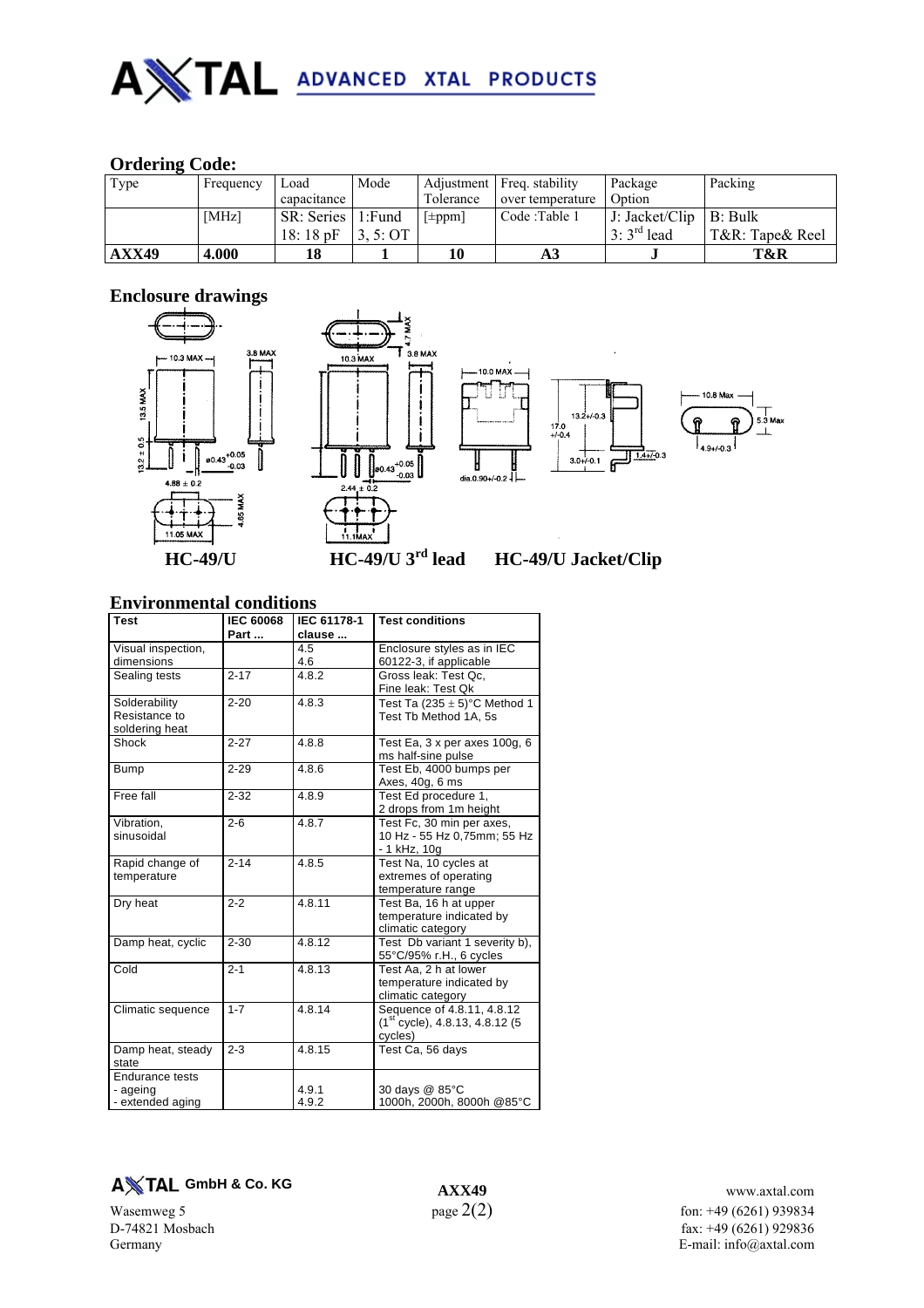## Ordering Code:

| Type | Frequency | Load capacitance | Mode | Adjustment Tolerance | Freq. stability over temperature | Package Option | Packing |
|---|---|---|---|---|---|---|---|
| | [MHz] | SR: Series 18: 18 pF | 1:Fund 3, 5: OT | [±ppm] | Code :Table 1 | J: Jacket/Clip 3: 3rd lead | B: Bulk T&R: Tape& Reel |
| **AXX49** | **4.000** | **18** | **1** | **10** | **A3** | **J** | **T&R** |

## Enclosure drawings

10.3 MAX
3.8 MAX
13.5 MAX
13.2 ± 0.5
ø0.43 +0.05 -0.03
4.88 ± 0.2
4.65 MAX
11.05 MAX

4.7 MAX
10.3 MAX
3.8 MAX
ø0.43 +0.05 -0.03
2.44 ± 0.2
11.1MAX

10.0 MAX
dia.0.90+/-0.2
13.2+/-0.3
17.0 +/-0.4
3.0+/-0.1
1.4+/-0.3
10.8 Max
5.3 Max
4.9+/-0.3

**HC-49/U** **HC-49/U 3rd lead** **HC-49/U Jacket/Clip**

## Environmental conditions

| Test | IEC 60068 Part ... | IEC 61178-1 clause ... | Test conditions |
|---|---|---|---|
| Visual inspection, dimensions | | 4.5<br>4.6 | Enclosure styles as in IEC 60122-3, if applicable |
| Sealing tests | 2-17 | 4.8.2 | Gross leak: Test Qc,<br>Fine leak: Test Qk |
| Solderability<br>Resistance to soldering heat | 2-20 | 4.8.3 | Test Ta (235 ± 5)°C Method 1<br>Test Tb Method 1A, 5s |
| Shock | 2-27 | 4.8.8 | Test Ea, 3 x per axes 100g, 6 ms half-sine pulse |
| Bump | 2-29 | 4.8.6 | Test Eb, 4000 bumps per Axes, 40g, 6 ms |
| Free fall | 2-32 | 4.8.9 | Test Ed procedure 1, 2 drops from 1m height |
| Vibration, sinusoidal | 2-6 | 4.8.7 | Test Fc, 30 min per axes, 10 Hz - 55 Hz 0,75mm; 55 Hz - 1 kHz, 10g |
| Rapid change of temperature | 2-14 | 4.8.5 | Test Na, 10 cycles at extremes of operating temperature range |
| Dry heat | 2-2 | 4.8.11 | Test Ba, 16 h at upper temperature indicated by climatic category |
| Damp heat, cyclic | 2-30 | 4.8.12 | Test Db variant 1 severity b), 55°C/95% r.H., 6 cycles |
| Cold | 2-1 | 4.8.13 | Test Aa, 2 h at lower temperature indicated by climatic category |
| Climatic sequence | 1-7 | 4.8.14 | Sequence of 4.8.11, 4.8.12 (1st cycle), 4.8.13, 4.8.12 (5 cycles) |
| Damp heat, steady state | 2-3 | 4.8.15 | Test Ca, 56 days |
| Endurance tests<br>- ageing<br>- extended aging | | <br>4.9.1<br>4.9.2 | <br>30 days @ 85°C<br>1000h, 2000h, 8000h @85°C |

**AXTAL GmbH & Co. KG**
Wasemweg 5
D-74821 Mosbach
Germany

**AXX49**

www.axtal.com
fon: +49 (6261) 939834
fax: +49 (6261) 929836
E-mail: info@axtal.com